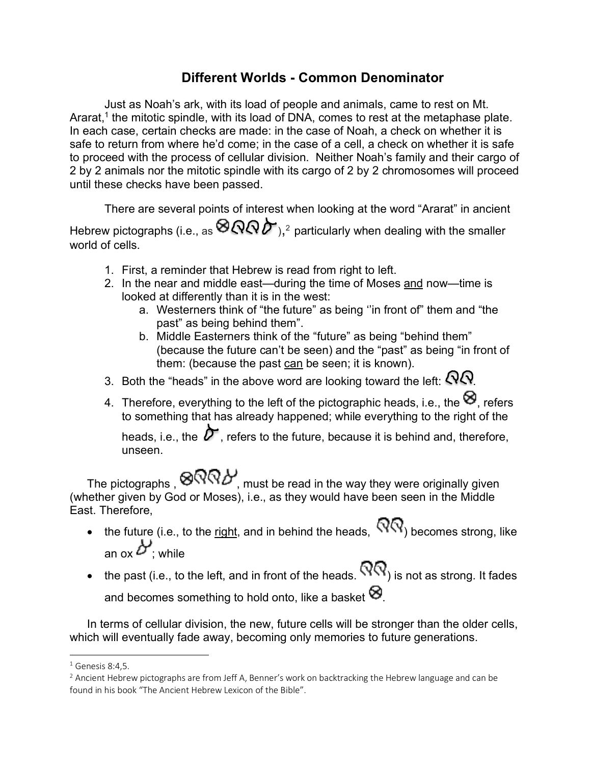# Different Worlds - Common Denominator

Just as Noah's ark, with its load of people and animals, came to rest on Mt. Ararat,[1] the mitotic spindle, with its load of DNA, comes to rest at the metaphase plate. In each case, certain checks are made: in the case of Noah, a check on whether it is safe to return from where he'd come; in the case of a cell, a check on whether it is safe to proceed with the process of cellular division. Neither Noah's family and their cargo of 2 by 2 animals nor the mitotic spindle with its cargo of 2 by 2 chromosomes will proceed until these checks have been passed.

There are several points of interest when looking at the word "Ararat" in ancient Hebrew pictographs (i.e., as ⊗ ),[2] particularly when dealing with the smaller world of cells.

1. First, a reminder that Hebrew is read from right to left.
2. In the near and middle east—during the time of Moses <u>and</u> now—time is looked at differently than it is in the west:
   a. Westerners think of "the future" as being ''in front of" them and "the past" as being behind them".
   b. Middle Easterners think of the "future" as being "behind them" (because the future can't be seen) and the "past" as being "in front of them: (because the past <u>can</u> be seen; it is known).
3. Both the "heads" in the above word are looking toward the left: .
4. Therefore, everything to the left of the pictographic heads, i.e., the ⊗, refers to something that has already happened; while everything to the right of the heads, i.e., the , refers to the future, because it is behind and, therefore, unseen.

The pictographs , ⊗, must be read in the way they were originally given (whether given by God or Moses), i.e., as they would have been seen in the Middle East. Therefore,

- the future (i.e., to the <u>right</u>, and in behind the heads, ) becomes strong, like an ox ; while
- the past (i.e., to the left, and in front of the heads. ) is not as strong. It fades and becomes something to hold onto, like a basket ⊗.

In terms of cellular division, the new, future cells will be stronger than the older cells, which will eventually fade away, becoming only memories to future generations.

---

[1] Genesis 8:4,5.

[2] Ancient Hebrew pictographs are from Jeff A, Benner's work on backtracking the Hebrew language and can be found in his book "The Ancient Hebrew Lexicon of the Bible".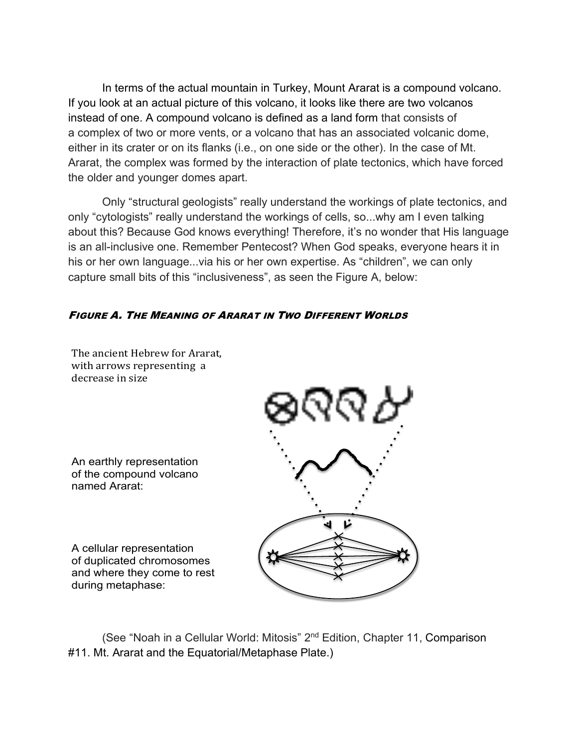In terms of the actual mountain in Turkey, Mount Ararat is a compound volcano. If you look at an actual picture of this volcano, it looks like there are two volcanos instead of one. A compound volcano is defined as a land form that consists of a complex of two or more vents, or a volcano that has an associated volcanic dome, either in its crater or on its flanks (i.e., on one side or the other). In the case of Mt. Ararat, the complex was formed by the interaction of plate tectonics, which have forced the older and younger domes apart.

Only "structural geologists" really understand the workings of plate tectonics, and only "cytologists" really understand the workings of cells, so...why am I even talking about this? Because God knows everything! Therefore, it's no wonder that His language is an all-inclusive one. Remember Pentecost? When God speaks, everyone hears it in his or her own language...via his or her own expertise. As "children", we can only capture small bits of this "inclusiveness", as seen the Figure A, below:

***Figure A. The Meaning of Ararat in Two Different Worlds***

The ancient Hebrew for Ararat, with arrows representing a decrease in size

An earthly representation of the compound volcano named Ararat:

A cellular representation of duplicated chromosomes and where they come to rest during metaphase:

(See "Noah in a Cellular World: Mitosis" 2nd Edition, Chapter 11, Comparison #11. Mt. Ararat and the Equatorial/Metaphase Plate.)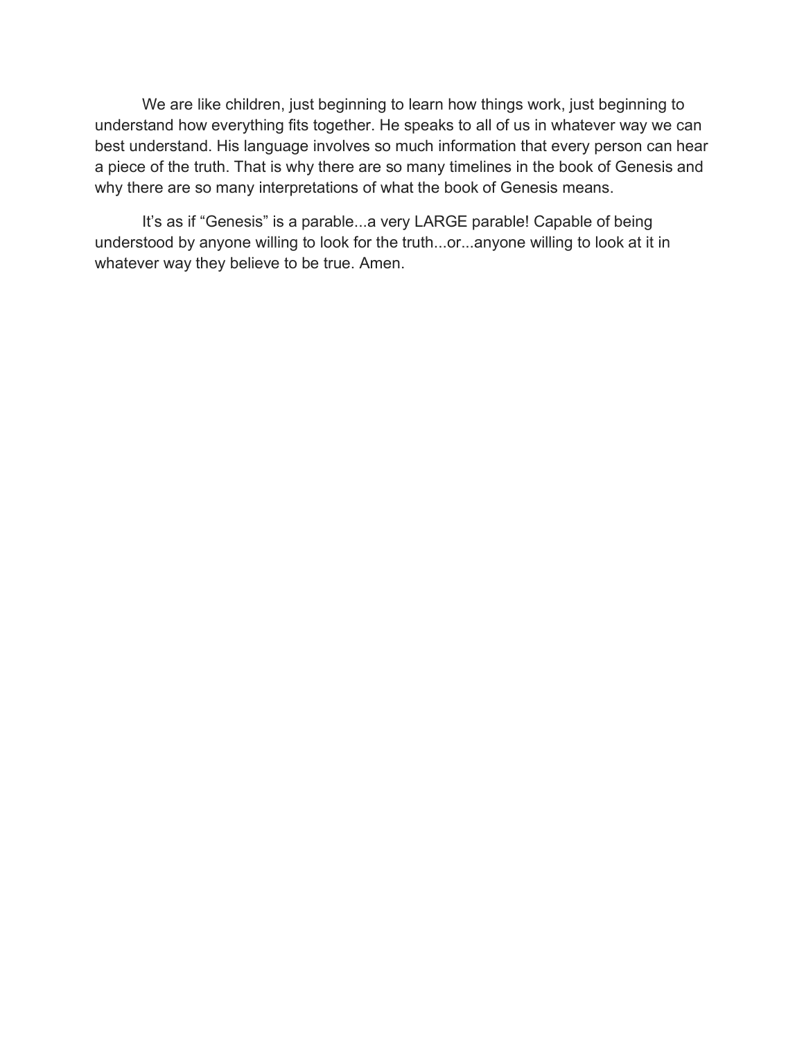We are like children, just beginning to learn how things work, just beginning to understand how everything fits together. He speaks to all of us in whatever way we can best understand. His language involves so much information that every person can hear a piece of the truth. That is why there are so many timelines in the book of Genesis and why there are so many interpretations of what the book of Genesis means.

It's as if "Genesis" is a parable...a very LARGE parable! Capable of being understood by anyone willing to look for the truth...or...anyone willing to look at it in whatever way they believe to be true. Amen.